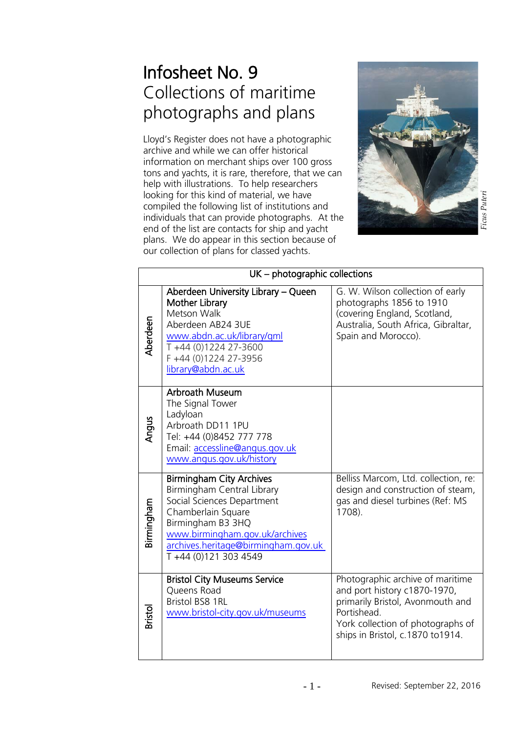# Infosheet No. 9
## Collections of maritime photographs and plans

Lloyd's Register does not have a photographic archive and while we can offer historical information on merchant ships over 100 gross tons and yachts, it is rare, therefore, that we can help with illustrations. To help researchers looking for this kind of material, we have compiled the following list of institutions and individuals that can provide photographs. At the end of the list are contacts for ship and yacht plans. We do appear in this section because of our collection of plans for classed yachts.

*Ficus Puteri*

| UK – photographic collections | | |
|---|---|---|
| Aberdeen | **Aberdeen University Library – Queen Mother Library**<br>Metson Walk<br>Aberdeen AB24 3UE<br>www.abdn.ac.uk/library/qml<br>T +44 (0)1224 27-3600<br>F +44 (0)1224 27-3956<br>library@abdn.ac.uk | G. W. Wilson collection of early photographs 1856 to 1910 (covering England, Scotland, Australia, South Africa, Gibraltar, Spain and Morocco). |
| Angus | **Arbroath Museum**<br>The Signal Tower<br>Ladyloan<br>Arbroath DD11 1PU<br>Tel: +44 (0)8452 777 778<br>Email: accessline@angus.gov.uk<br>www.angus.gov.uk/history | |
| Birmingham | **Birmingham City Archives**<br>Birmingham Central Library<br>Social Sciences Department<br>Chamberlain Square<br>Birmingham B3 3HQ<br>www.birmingham.gov.uk/archives<br>archives.heritage@birmingham.gov.uk<br>T +44 (0)121 303 4549 | Belliss Marcom, Ltd. collection, re: design and construction of steam, gas and diesel turbines (Ref: MS 1708). |
| Bristol | **Bristol City Museums Service**<br>Queens Road<br>Bristol BS8 1RL<br>www.bristol-city.gov.uk/museums | Photographic archive of maritime and port history c1870-1970, primarily Bristol, Avonmouth and Portishead.<br>York collection of photographs of ships in Bristol, c.1870 to1914. |

Revised: September 22, 2016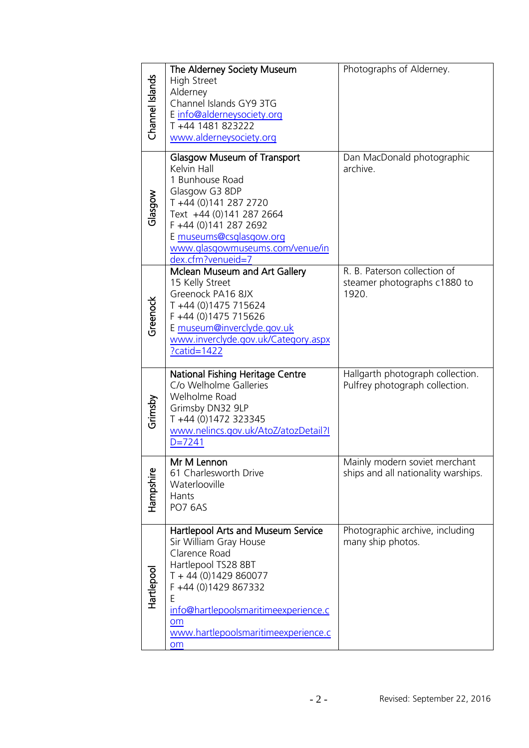| | | |
|---|---|---|
| Channel Islands | **The Alderney Society Museum**<br>High Street<br>Alderney<br>Channel Islands GY9 3TG<br>E info@alderneysociety.org<br>T +44 1481 823222<br>www.alderneysociety.org | Photographs of Alderney. |
| Glasgow | **Glasgow Museum of Transport**<br>Kelvin Hall<br>1 Bunhouse Road<br>Glasgow G3 8DP<br>T +44 (0)141 287 2720<br>Text +44 (0)141 287 2664<br>F +44 (0)141 287 2692<br>E museums@csglasgow.org<br>www.glasgowmuseums.com/venue/index.cfm?venueid=7 | Dan MacDonald photographic archive. |
| Greenock | **Mclean Museum and Art Gallery**<br>15 Kelly Street<br>Greenock PA16 8JX<br>T +44 (0)1475 715624<br>F +44 (0)1475 715626<br>E museum@inverclyde.gov.uk<br>www.inverclyde.gov.uk/Category.aspx?catid=1422 | R. B. Paterson collection of steamer photographs c1880 to 1920. |
| Grimsby | **National Fishing Heritage Centre**<br>C/o Welholme Galleries<br>Welholme Road<br>Grimsby DN32 9LP<br>T +44 (0)1472 323345<br>www.nelincs.gov.uk/AtoZ/atozDetail?ID=7241 | Hallgarth photograph collection.<br>Pulfrey photograph collection. |
| Hampshire | **Mr M Lennon**<br>61 Charlesworth Drive<br>Waterlooville<br>Hants<br>PO7 6AS | Mainly modern soviet merchant ships and all nationality warships. |
| Hartlepool | **Hartlepool Arts and Museum Service**<br>Sir William Gray House<br>Clarence Road<br>Hartlepool TS28 8BT<br>T + 44 (0)1429 860077<br>F +44 (0)1429 867332<br>E info@hartlepoolsmaritimeexperience.com<br>www.hartlepoolsmaritimeexperience.com | Photographic archive, including many ship photos. |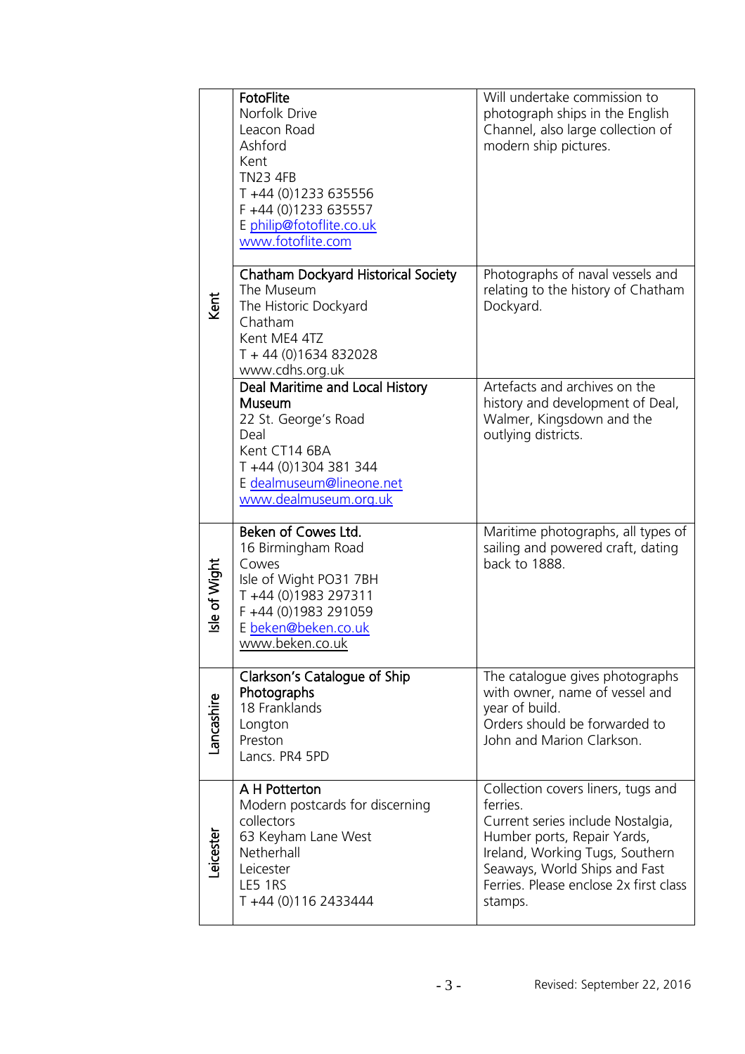| | | |
|---|---|---|
| Kent | **FotoFlite**<br>Norfolk Drive<br>Leacon Road<br>Ashford<br>Kent<br>TN23 4FB<br>T +44 (0)1233 635556<br>F +44 (0)1233 635557<br>E philip@fotoflite.co.uk<br>www.fotoflite.com | Will undertake commission to photograph ships in the English Channel, also large collection of modern ship pictures. |
| | **Chatham Dockyard Historical Society**<br>The Museum<br>The Historic Dockyard<br>Chatham<br>Kent ME4 4TZ<br>T + 44 (0)1634 832028<br>www.cdhs.org.uk | Photographs of naval vessels and relating to the history of Chatham Dockyard. |
| | **Deal Maritime and Local History Museum**<br>22 St. George's Road<br>Deal<br>Kent CT14 6BA<br>T +44 (0)1304 381 344<br>E dealmuseum@lineone.net<br>www.dealmuseum.org.uk | Artefacts and archives on the history and development of Deal, Walmer, Kingsdown and the outlying districts. |
| Isle of Wight | **Beken of Cowes Ltd.**<br>16 Birmingham Road<br>Cowes<br>Isle of Wight PO31 7BH<br>T +44 (0)1983 297311<br>F +44 (0)1983 291059<br>E beken@beken.co.uk<br>www.beken.co.uk | Maritime photographs, all types of sailing and powered craft, dating back to 1888. |
| Lancashire | **Clarkson's Catalogue of Ship Photographs**<br>18 Franklands<br>Longton<br>Preston<br>Lancs. PR4 5PD | The catalogue gives photographs with owner, name of vessel and year of build.<br>Orders should be forwarded to John and Marion Clarkson. |
| Leicester | **A H Potterton**<br>Modern postcards for discerning collectors<br>63 Keyham Lane West<br>Netherhall<br>Leicester<br>LE5 1RS<br>T +44 (0)116 2433444 | Collection covers liners, tugs and ferries.<br>Current series include Nostalgia, Humber ports, Repair Yards, Ireland, Working Tugs, Southern Seaways, World Ships and Fast Ferries. Please enclose 2x first class stamps. |

Revised: September 22, 2016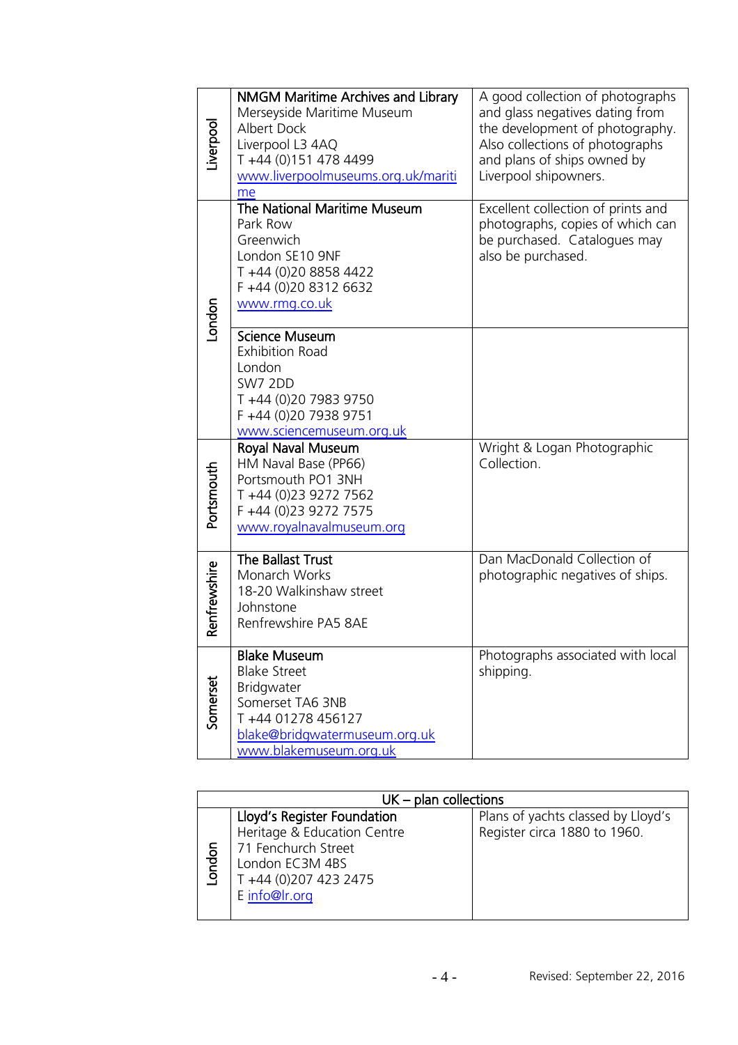| | | |
|---|---|---|
| Liverpool | **NMGM Maritime Archives and Library**<br>Merseyside Maritime Museum<br>Albert Dock<br>Liverpool L3 4AQ<br>T +44 (0)151 478 4499<br>www.liverpoolmuseums.org.uk/maritime | A good collection of photographs and glass negatives dating from the development of photography. Also collections of photographs and plans of ships owned by Liverpool shipowners. |
| London | **The National Maritime Museum**<br>Park Row<br>Greenwich<br>London SE10 9NF<br>T +44 (0)20 8858 4422<br>F +44 (0)20 8312 6632<br>www.rmg.co.uk | Excellent collection of prints and photographs, copies of which can be purchased. Catalogues may also be purchased. |
| | **Science Museum**<br>Exhibition Road<br>London<br>SW7 2DD<br>T +44 (0)20 7983 9750<br>F +44 (0)20 7938 9751<br>www.sciencemuseum.org.uk | |
| Portsmouth | **Royal Naval Museum**<br>HM Naval Base (PP66)<br>Portsmouth PO1 3NH<br>T +44 (0)23 9272 7562<br>F +44 (0)23 9272 7575<br>www.royalnavalmuseum.org | Wright & Logan Photographic Collection. |
| Renfrewshire | **The Ballast Trust**<br>Monarch Works<br>18-20 Walkinshaw street<br>Johnstone<br>Renfrewshire PA5 8AE | Dan MacDonald Collection of photographic negatives of ships. |
| Somerset | **Blake Museum**<br>Blake Street<br>Bridgwater<br>Somerset TA6 3NB<br>T +44 01278 456127<br>blake@bridgwatermuseum.org.uk<br>www.blakemuseum.org.uk | Photographs associated with local shipping. |

| UK – plan collections | | |
|---|---|---|
| London | **Lloyd's Register Foundation**<br>Heritage & Education Centre<br>71 Fenchurch Street<br>London EC3M 4BS<br>T +44 (0)207 423 2475<br>E info@lr.org | Plans of yachts classed by Lloyd's Register circa 1880 to 1960. |

Revised: September 22, 2016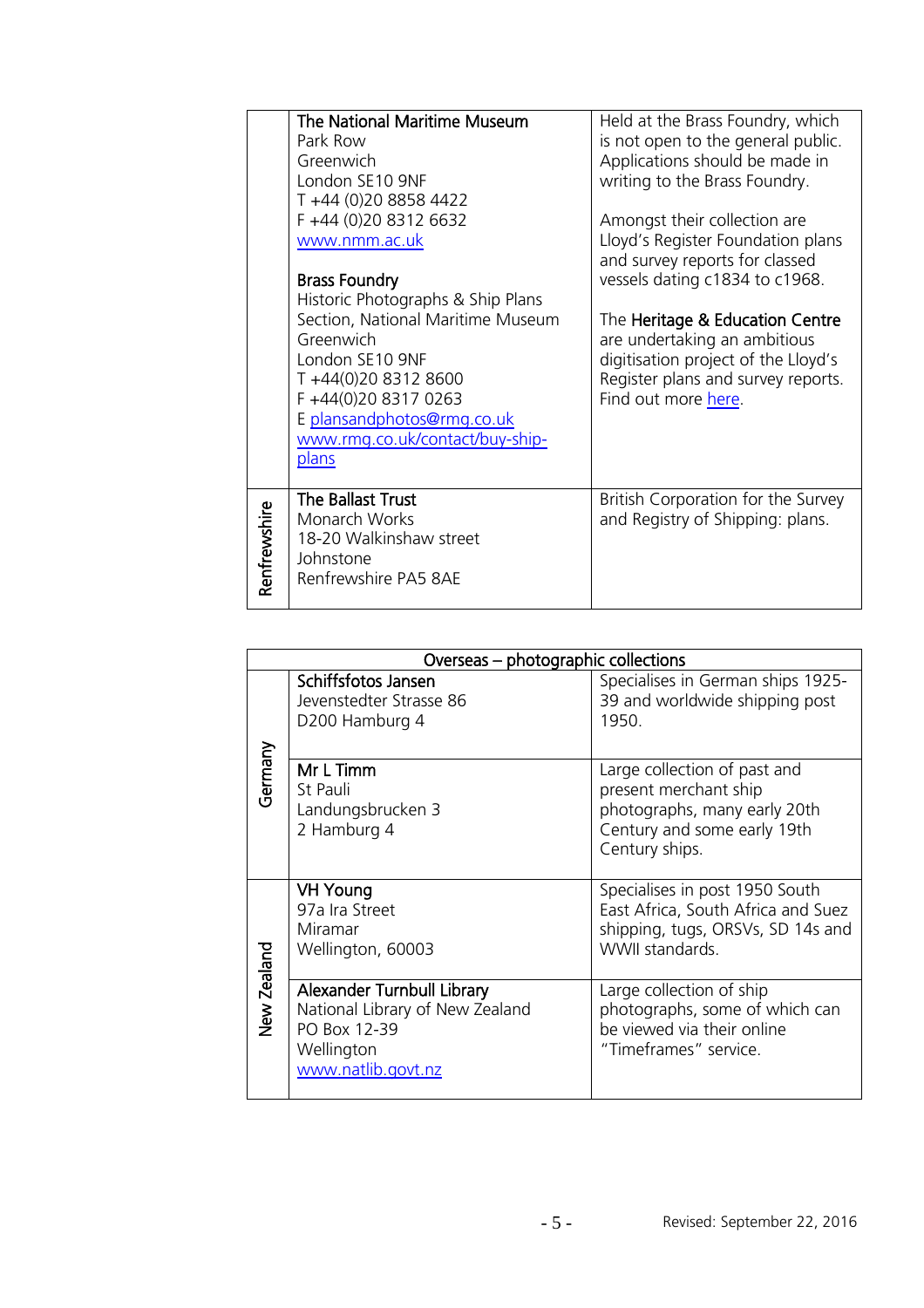| | | |
|---|---|---|
| | **The National Maritime Museum**<br>Park Row<br>Greenwich<br>London SE10 9NF<br>T +44 (0)20 8858 4422<br>F +44 (0)20 8312 6632<br>www.nmm.ac.uk<br><br>**Brass Foundry**<br>Historic Photographs & Ship Plans Section, National Maritime Museum<br>Greenwich<br>London SE10 9NF<br>T +44(0)20 8312 8600<br>F +44(0)20 8317 0263<br>E plansandphotos@rmg.co.uk<br>www.rmg.co.uk/contact/buy-ship-plans | Held at the Brass Foundry, which is not open to the general public. Applications should be made in writing to the Brass Foundry.<br><br>Amongst their collection are Lloyd's Register Foundation plans and survey reports for classed vessels dating c1834 to c1968.<br><br>The **Heritage & Education Centre** are undertaking an ambitious digitisation project of the Lloyd's Register plans and survey reports. Find out more here. |
| **Renfrewshire** | **The Ballast Trust**<br>Monarch Works<br>18-20 Walkinshaw street<br>Johnstone<br>Renfrewshire PA5 8AE | British Corporation for the Survey and Registry of Shipping: plans. |

| Overseas – photographic collections | | |
|---|---|---|
| **Germany** | **Schiffsfotos Jansen**<br>Jevenstedter Strasse 86<br>D200 Hamburg 4 | Specialises in German ships 1925-39 and worldwide shipping post 1950. |
| **Germany** | **Mr L Timm**<br>St Pauli<br>Landungsbrucken 3<br>2 Hamburg 4 | Large collection of past and present merchant ship photographs, many early 20th Century and some early 19th Century ships. |
| **New Zealand** | **VH Young**<br>97a Ira Street<br>Miramar<br>Wellington, 60003 | Specialises in post 1950 South East Africa, South Africa and Suez shipping, tugs, ORSVs, SD 14s and WWII standards. |
| **New Zealand** | **Alexander Turnbull Library**<br>National Library of New Zealand<br>PO Box 12-39<br>Wellington<br>www.natlib.govt.nz | Large collection of ship photographs, some of which can be viewed via their online "Timeframes" service. |

Revised: September 22, 2016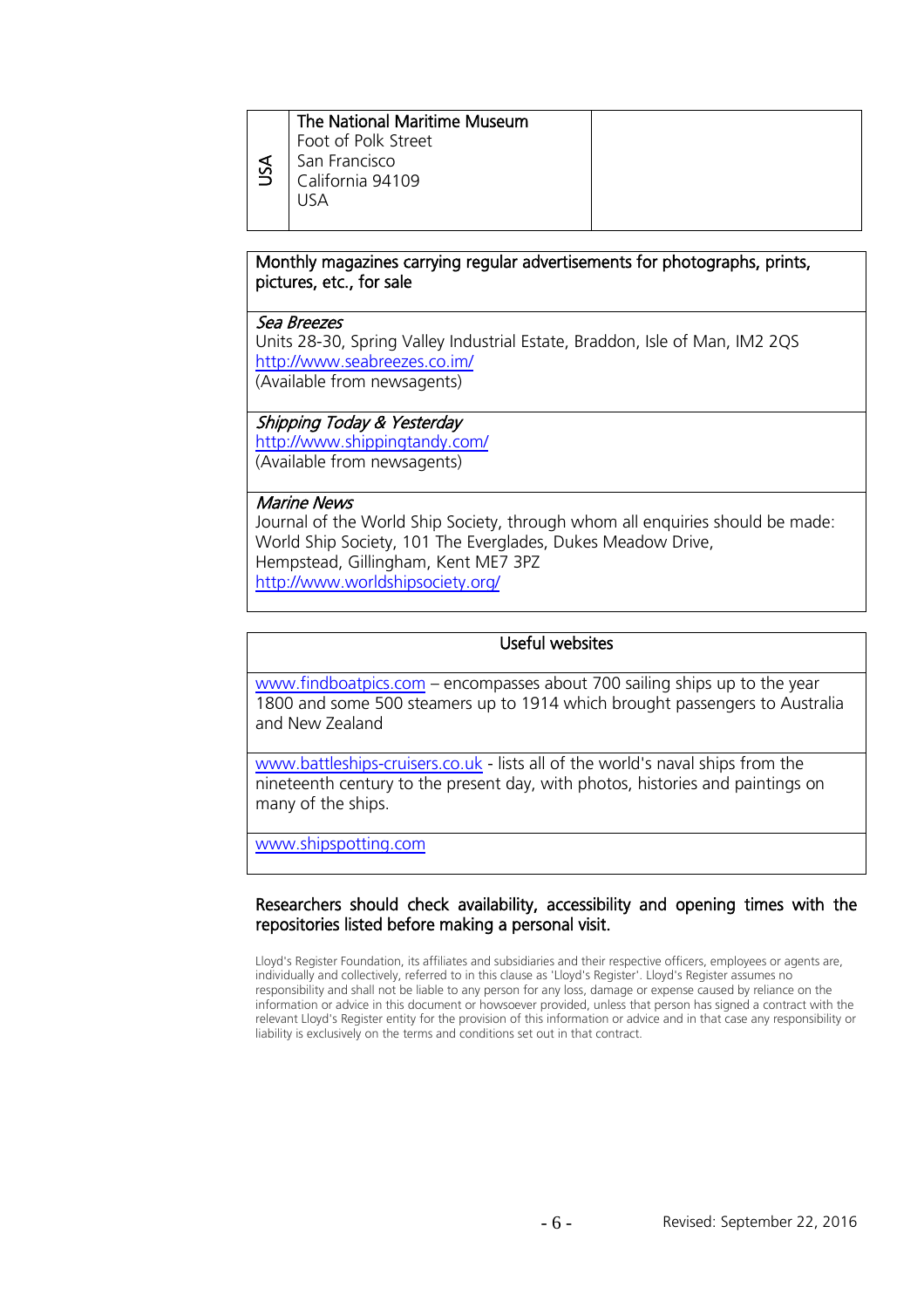| | | |
|---|---|---|
| USA | **The National Maritime Museum**<br>Foot of Polk Street<br>San Francisco<br>California 94109<br>USA | |

| **Monthly magazines carrying regular advertisements for photographs, prints, pictures, etc., for sale** |
|---|
| *Sea Breezes*<br>Units 28-30, Spring Valley Industrial Estate, Braddon, Isle of Man, IM2 2QS<br>http://www.seabreezes.co.im/<br>(Available from newsagents) |
| *Shipping Today & Yesterday*<br>http://www.shippingtandy.com/<br>(Available from newsagents) |
| *Marine News*<br>Journal of the World Ship Society, through whom all enquiries should be made:<br>World Ship Society, 101 The Everglades, Dukes Meadow Drive,<br>Hempstead, Gillingham, Kent ME7 3PZ<br>http://www.worldshipsociety.org/ |

| **Useful websites** |
|---|
| www.findboatpics.com – encompasses about 700 sailing ships up to the year 1800 and some 500 steamers up to 1914 which brought passengers to Australia and New Zealand |
| www.battleships-cruisers.co.uk - lists all of the world's naval ships from the nineteenth century to the present day, with photos, histories and paintings on many of the ships. |
| www.shipspotting.com |

**Researchers should check availability, accessibility and opening times with the repositories listed before making a personal visit.**

Lloyd's Register Foundation, its affiliates and subsidiaries and their respective officers, employees or agents are, individually and collectively, referred to in this clause as 'Lloyd's Register'. Lloyd's Register assumes no responsibility and shall not be liable to any person for any loss, damage or expense caused by reliance on the information or advice in this document or howsoever provided, unless that person has signed a contract with the relevant Lloyd's Register entity for the provision of this information or advice and in that case any responsibility or liability is exclusively on the terms and conditions set out in that contract.

Revised: September 22, 2016